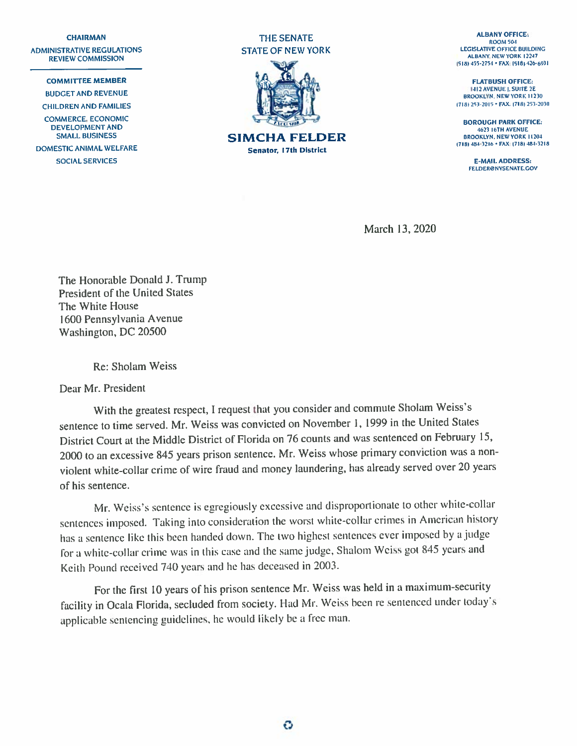**CHAIRMAN**
ADMINISTRATIVE REGULATIONS REVIEW COMMISSION

**COMMITTEE MEMBER**
BUDGET AND REVENUE
CHILDREN AND FAMILIES
COMMERCE, ECONOMIC DEVELOPMENT AND SMALL BUSINESS
DOMESTIC ANIMAL WELFARE
SOCIAL SERVICES

THE SENATE
STATE OF NEW YORK

# SIMCHA FELDER

**Senator, 17th District**

**ALBANY OFFICE:**
ROOM 504
LEGISLATIVE OFFICE BUILDING
ALBANY, NEW YORK 12247
(518) 455-2754 • FAX: (518) 426-6931

**FLATBUSH OFFICE:**
1412 AVENUE J, SUITE 2E
BROOKLYN, NEW YORK 11230
(718) 253-2015 • FAX: (718) 253-2030

**BOROUGH PARK OFFICE:**
4623 16TH AVENUE
BROOKLYN, NEW YORK 11204
(718) 484-3216 • FAX: (718) 484-3218

**E-MAIL ADDRESS:**
FELDER@NYSENATE.GOV

March 13, 2020

The Honorable Donald J. Trump
President of the United States
The White House
1600 Pennsylvania Avenue
Washington, DC 20500

Re: Sholam Weiss

Dear Mr. President

With the greatest respect, I request that you consider and commute Sholam Weiss's sentence to time served. Mr. Weiss was convicted on November 1, 1999 in the United States District Court at the Middle District of Florida on 76 counts and was sentenced on February 15, 2000 to an excessive 845 years prison sentence. Mr. Weiss whose primary conviction was a non-violent white-collar crime of wire fraud and money laundering, has already served over 20 years of his sentence.

Mr. Weiss's sentence is egregiously excessive and disproportionate to other white-collar sentences imposed. Taking into consideration the worst white-collar crimes in American history has a sentence like this been handed down. The two highest sentences ever imposed by a judge for a white-collar crime was in this case and the same judge, Shalom Weiss got 845 years and Keith Pound received 740 years and he has deceased in 2003.

For the first 10 years of his prison sentence Mr. Weiss was held in a maximum-security facility in Ocala Florida, secluded from society. Had Mr. Weiss been re sentenced under today's applicable sentencing guidelines, he would likely be a free man.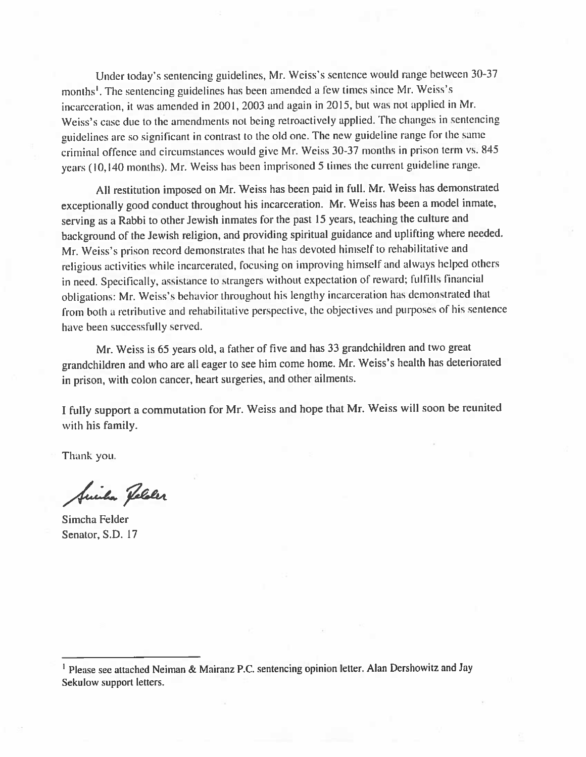Under today's sentencing guidelines, Mr. Weiss's sentence would range between 30-37 months[1]. The sentencing guidelines has been amended a few times since Mr. Weiss's incarceration, it was amended in 2001, 2003 and again in 2015, but was not applied in Mr. Weiss's case due to the amendments not being retroactively applied. The changes in sentencing guidelines are so significant in contrast to the old one. The new guideline range for the same criminal offence and circumstances would give Mr. Weiss 30-37 months in prison term vs. 845 years (10,140 months). Mr. Weiss has been imprisoned 5 times the current guideline range.

All restitution imposed on Mr. Weiss has been paid in full. Mr. Weiss has demonstrated exceptionally good conduct throughout his incarceration. Mr. Weiss has been a model inmate, serving as a Rabbi to other Jewish inmates for the past 15 years, teaching the culture and background of the Jewish religion, and providing spiritual guidance and uplifting where needed. Mr. Weiss's prison record demonstrates that he has devoted himself to rehabilitative and religious activities while incarcerated, focusing on improving himself and always helped others in need. Specifically, assistance to strangers without expectation of reward; fulfills financial obligations: Mr. Weiss's behavior throughout his lengthy incarceration has demonstrated that from both a retributive and rehabilitative perspective, the objectives and purposes of his sentence have been successfully served.

Mr. Weiss is 65 years old, a father of five and has 33 grandchildren and two great grandchildren and who are all eager to see him come home. Mr. Weiss's health has deteriorated in prison, with colon cancer, heart surgeries, and other ailments.

I fully support a commutation for Mr. Weiss and hope that Mr. Weiss will soon be reunited with his family.

Thank you.

Simcha Felder
Senator, S.D. 17

---

[1] Please see attached Neiman & Mairanz P.C. sentencing opinion letter. Alan Dershowitz and Jay Sekulow support letters.